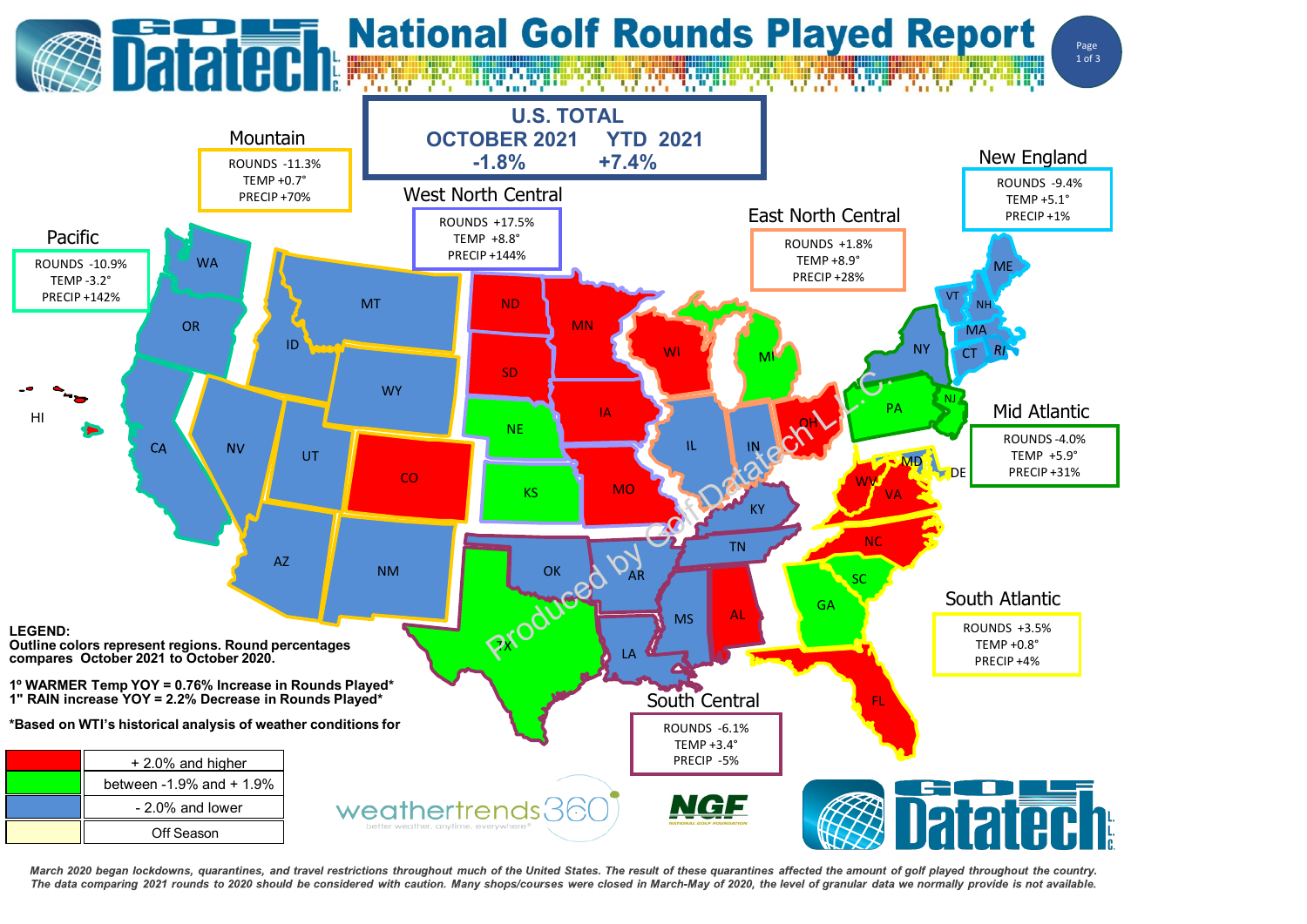# National Golf Rounds Played Report

## U.S. TOTAL

| OCTOBER 2021 | YTD 2021 |
| --- | --- |
| -1.8% | +7.4% |

### Pacific
ROUNDS -10.9%
TEMP -3.2°
PRECIP +142%

### Mountain
ROUNDS -11.3%
TEMP +0.7°
PRECIP +70%

### West North Central
ROUNDS +17.5%
TEMP +8.8°
PRECIP +144%

### East North Central
ROUNDS +1.8%
TEMP +8.9°
PRECIP +28%

### New England
ROUNDS -9.4%
TEMP +5.1°
PRECIP +1%

### Mid Atlantic
ROUNDS -4.0%
TEMP +5.9°
PRECIP +31%

### South Atlantic
ROUNDS +3.5%
TEMP +0.8°
PRECIP +4%

### South Central
ROUNDS -6.1%
TEMP +3.4°
PRECIP -5%

**LEGEND:**
**Outline colors represent regions. Round percentages compares October 2021 to October 2020.**

**1º WARMER Temp YOY = 0.76% Increase in Rounds Played***
**1" RAIN increase YOY = 2.2% Decrease in Rounds Played***

***Based on WTI's historical analysis of weather conditions for**

| Color | Range |
| --- | --- |
| Red | + 2.0% and higher |
| Green | between -1.9% and + 1.9% |
| Blue | - 2.0% and lower |
| Light yellow | Off Season |

*March 2020 began lockdowns, quarantines, and travel restrictions throughout much of the United States. The result of these quarantines affected the amount of golf played throughout the country. The data comparing 2021 rounds to 2020 should be considered with caution. Many shops/courses were closed in March-May of 2020, the level of granular data we normally provide is not available.*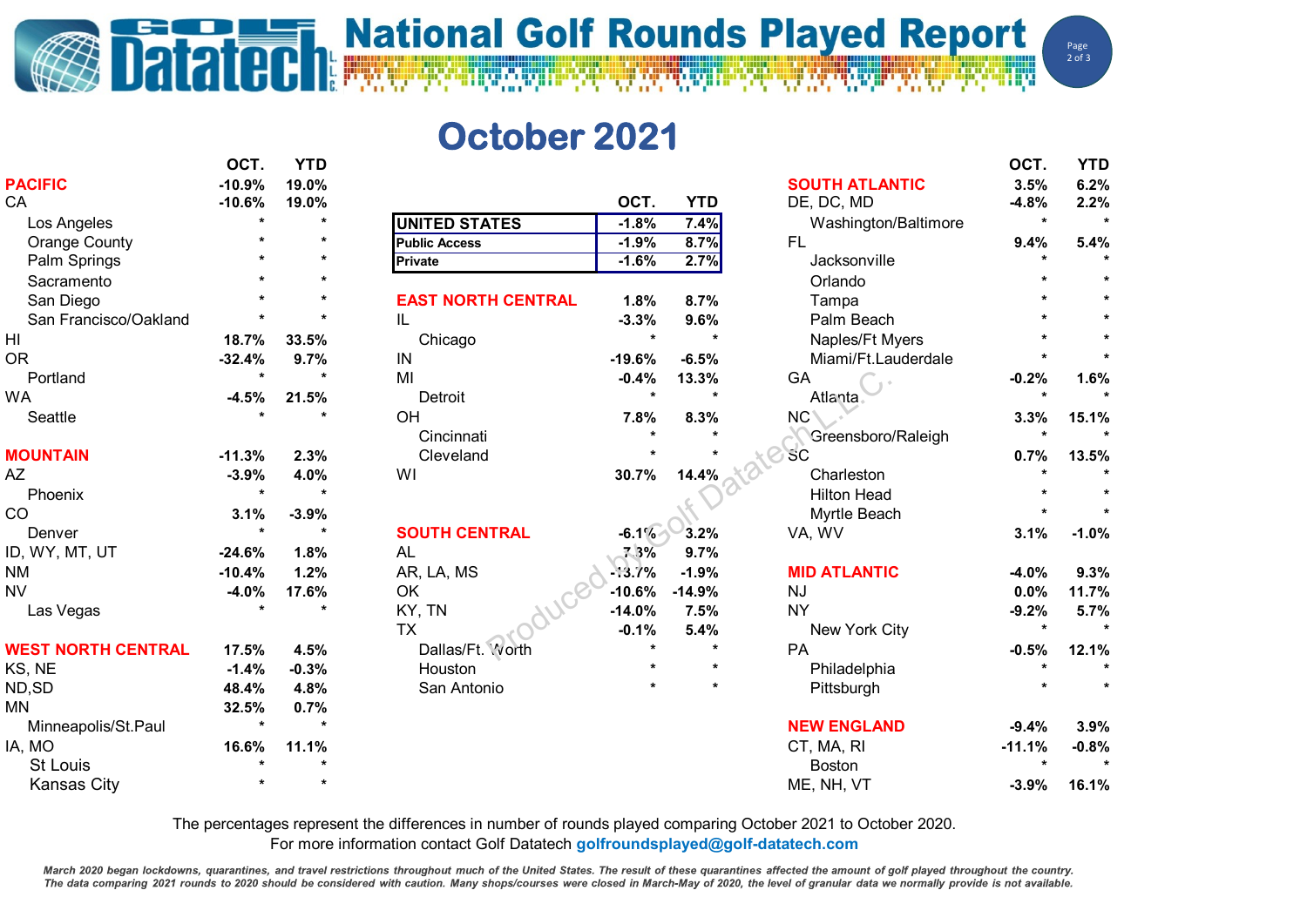# National Golf Rounds Played Report

## October 2021

| | OCT. | YTD |
|---|---|---|
| **UNITED STATES** | -1.8% | 7.4% |
| **Public Access** | -1.9% | 8.7% |
| **Private** | -1.6% | 2.7% |

| | OCT. | YTD |
|---|---|---|
| **PACIFIC** | -10.9% | 19.0% |
| CA | -10.6% | 19.0% |
| Los Angeles | * | * |
| Orange County | * | * |
| Palm Springs | * | * |
| Sacramento | * | * |
| San Diego | * | * |
| San Francisco/Oakland | * | * |
| HI | 18.7% | 33.5% |
| OR | -32.4% | 9.7% |
| Portland | * | * |
| WA | -4.5% | 21.5% |
| Seattle | * | * |
| **MOUNTAIN** | -11.3% | 2.3% |
| AZ | -3.9% | 4.0% |
| Phoenix | * | * |
| CO | 3.1% | -3.9% |
| Denver | * | * |
| ID, WY, MT, UT | -24.6% | 1.8% |
| NM | -10.4% | 1.2% |
| NV | -4.0% | 17.6% |
| Las Vegas | * | * |
| **WEST NORTH CENTRAL** | 17.5% | 4.5% |
| KS, NE | -1.4% | -0.3% |
| ND,SD | 48.4% | 4.8% |
| MN | 32.5% | 0.7% |
| Minneapolis/St.Paul | * | * |
| IA, MO | 16.6% | 11.1% |
| St Louis | * | * |
| Kansas City | * | * |

| | OCT. | YTD |
|---|---|---|
| **EAST NORTH CENTRAL** | 1.8% | 8.7% |
| IL | -3.3% | 9.6% |
| Chicago | * | * |
| IN | -19.6% | -6.5% |
| MI | -0.4% | 13.3% |
| Detroit | * | * |
| OH | 7.8% | 8.3% |
| Cincinnati | * | * |
| Cleveland | * | * |
| WI | 30.7% | 14.4% |
| **SOUTH CENTRAL** | -6.1% | 3.2% |
| AL | 7.3% | 9.7% |
| AR, LA, MS | -13.7% | -1.9% |
| OK | -10.6% | -14.9% |
| KY, TN | -14.0% | 7.5% |
| TX | -0.1% | 5.4% |
| Dallas/Ft. Worth | * | * |
| Houston | * | * |
| San Antonio | * | * |

| | OCT. | YTD |
|---|---|---|
| **SOUTH ATLANTIC** | 3.5% | 6.2% |
| DE, DC, MD | -4.8% | 2.2% |
| Washington/Baltimore | * | * |
| FL | 9.4% | 5.4% |
| Jacksonville | * | * |
| Orlando | * | * |
| Tampa | * | * |
| Palm Beach | * | * |
| Naples/Ft Myers | * | * |
| Miami/Ft.Lauderdale | * | * |
| GA | -0.2% | 1.6% |
| Atlanta | * | * |
| NC | 3.3% | 15.1% |
| Greensboro/Raleigh | * | * |
| SC | 0.7% | 13.5% |
| Charleston | * | * |
| Hilton Head | * | * |
| Myrtle Beach | * | * |
| VA, WV | 3.1% | -1.0% |
| **MID ATLANTIC** | -4.0% | 9.3% |
| NJ | 0.0% | 11.7% |
| NY | -9.2% | 5.7% |
| New York City | * | * |
| PA | -0.5% | 12.1% |
| Philadelphia | * | * |
| Pittsburgh | * | * |
| **NEW ENGLAND** | -9.4% | 3.9% |
| CT, MA, RI | -11.1% | -0.8% |
| Boston | * | * |
| ME, NH, VT | -3.9% | 16.1% |

The percentages represent the differences in number of rounds played comparing October 2021 to October 2020.
For more information contact Golf Datatech **golfroundsplayed@golf-datatech.com**

*March 2020 began lockdowns, quarantines, and travel restrictions throughout much of the United States. The result of these quarantines affected the amount of golf played throughout the country. The data comparing 2021 rounds to 2020 should be considered with caution. Many shops/courses were closed in March-May of 2020, the level of granular data we normally provide is not available.*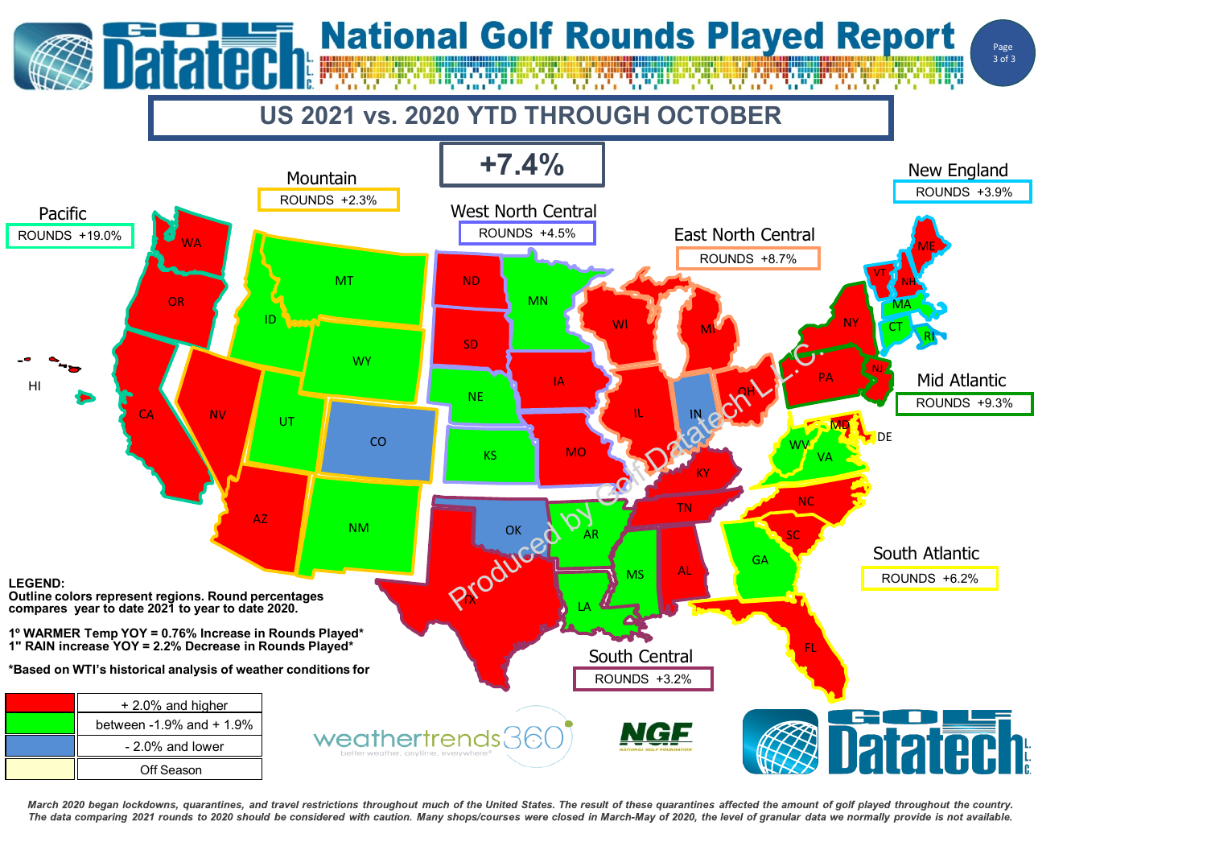# National Golf Rounds Played Report

## US 2021 vs. 2020 YTD THROUGH OCTOBER

**+7.4%**

Pacific
ROUNDS +19.0%

Mountain
ROUNDS +2.3%

West North Central
ROUNDS +4.5%

East North Central
ROUNDS +8.7%

New England
ROUNDS +3.9%

Mid Atlantic
ROUNDS +9.3%

South Atlantic
ROUNDS +6.2%

South Central
ROUNDS +3.2%

WA, OR, CA, HI, NV, ID, MT, WY, UT, CO, AZ, NM, ND, SD, NE, KS, MN, IA, MO, WI, IL, MI, IN, OH, KY, TN, OK, TX, AR, LA, MS, AL, GA, FL, SC, NC, VA, WV, MD, DE, NJ, PA, NY, CT, RI, MA, VT, NH, ME

Produced by Golf Datatech L.L.C.

**LEGEND:**
**Outline colors represent regions. Round percentages compares year to date 2021 to year to date 2020.**

**1º WARMER Temp YOY = 0.76% Increase in Rounds Played***
**1" RAIN increase YOY = 2.2% Decrease in Rounds Played***

***Based on WTI's historical analysis of weather conditions for**

| | |
|---|---|
| Red | + 2.0% and higher |
| Green | between -1.9% and + 1.9% |
| Blue | - 2.0% and lower |
| Light yellow | Off Season |

weathertrends360 — better weather, anytime, everywhere

NGF — National Golf Foundation

Golf Datatech L.L.C.

*March 2020 began lockdowns, quarantines, and travel restrictions throughout much of the United States. The result of these quarantines affected the amount of golf played throughout the country. The data comparing 2021 rounds to 2020 should be considered with caution. Many shops/courses were closed in March-May of 2020, the level of granular data we normally provide is not available.*